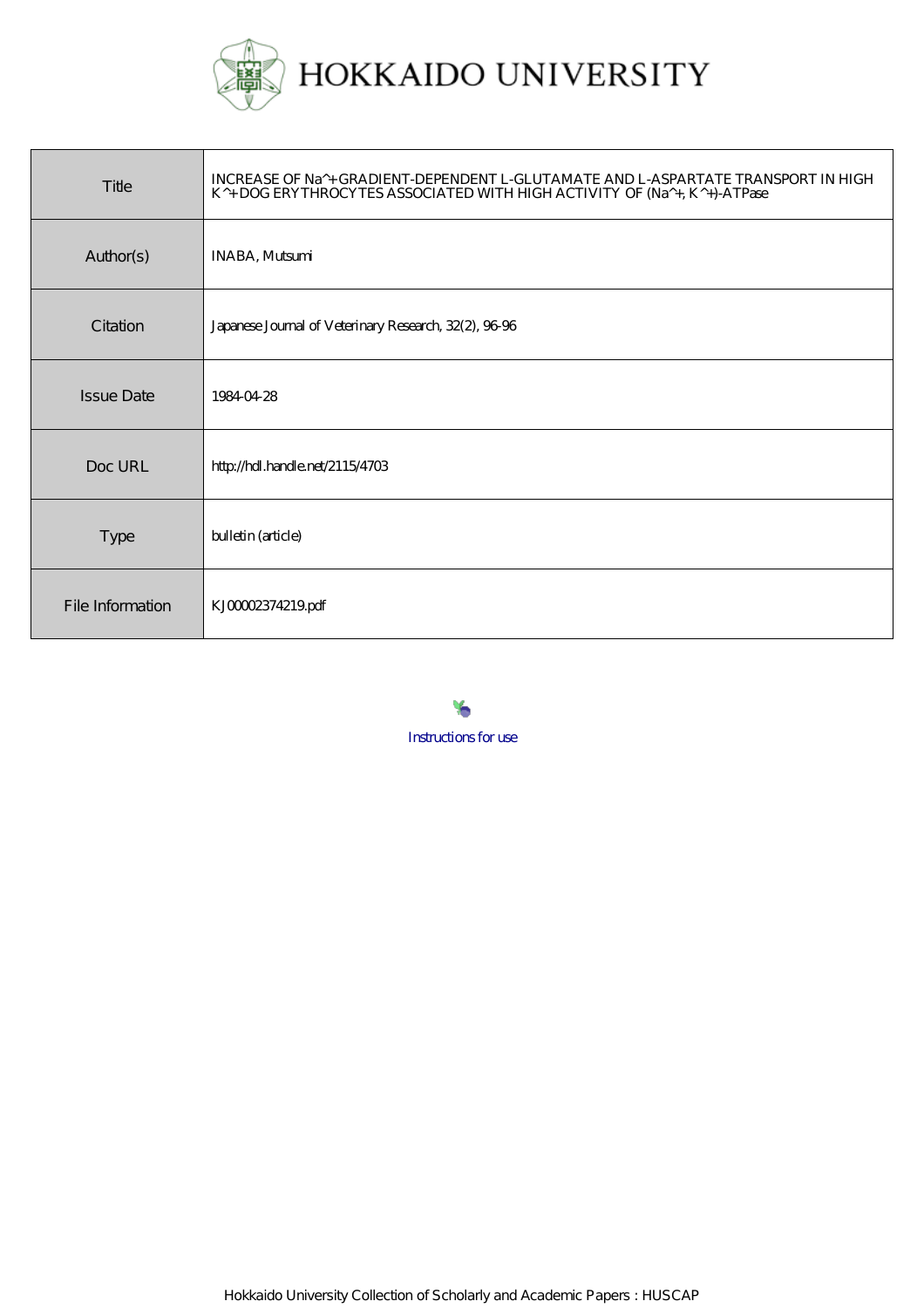# HOKKAIDO UNIVERSITY

| | |
|---|---|
| Title | INCREASE OF Na^+ GRADIENT-DEPENDENT L-GLUTAMATE AND L-ASPARTATE TRANSPORT IN HIGH K^+ DOG ERYTHROCYTES ASSOCIATED WITH HIGH ACTIVITY OF (Na^+, K^+)-ATPase |
| Author(s) | INABA, Mutsumi |
| Citation | Japanese Journal of Veterinary Research, 32(2), 96-96 |
| Issue Date | 1984-04-28 |
| Doc URL | http://hdl.handle.net/2115/4703 |
| Type | bulletin (article) |
| File Information | KJ00002374219.pdf |

Instructions for use

Hokkaido University Collection of Scholarly and Academic Papers : HUSCAP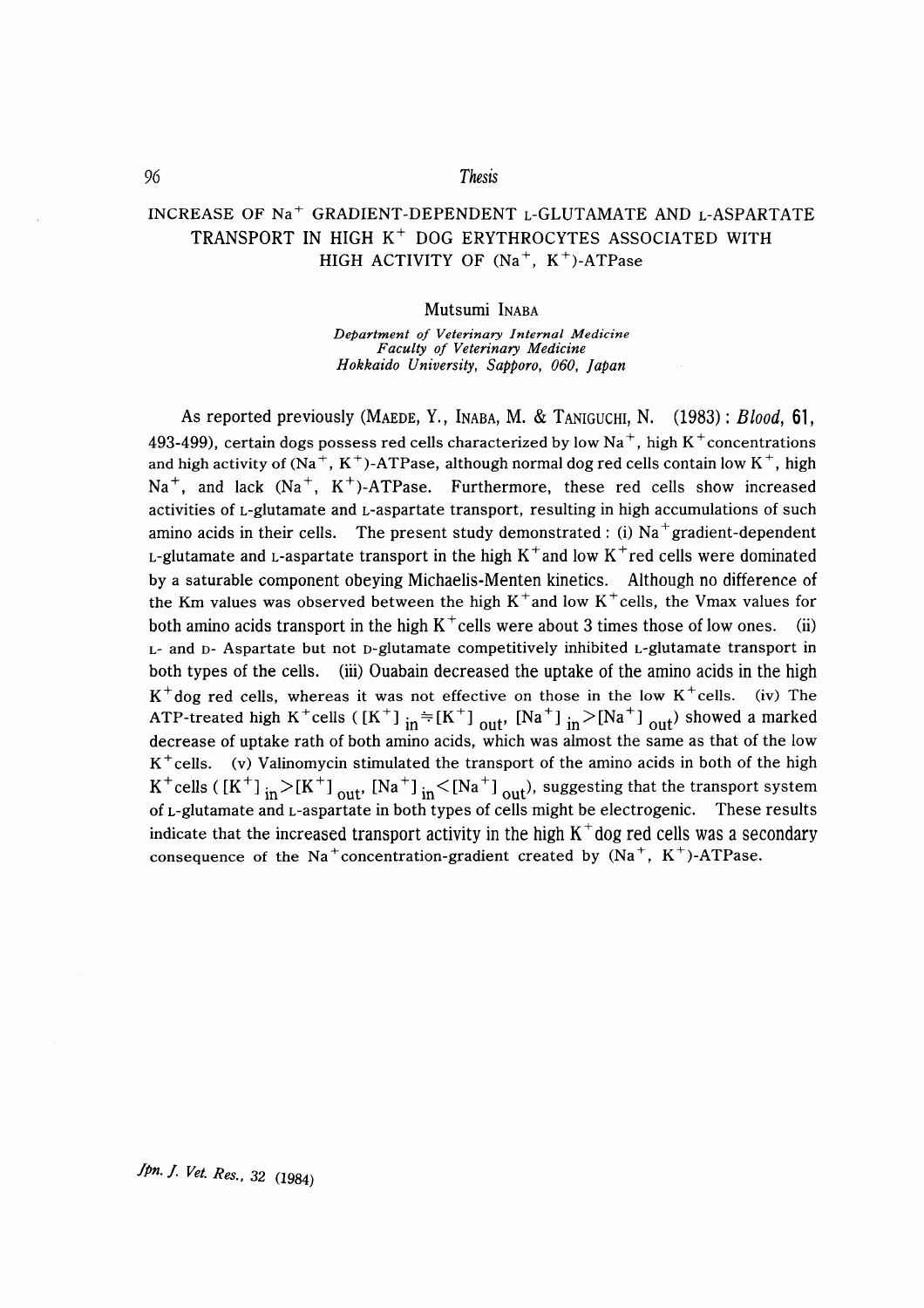# INCREASE OF $Na^+$ GRADIENT-DEPENDENT L-GLUTAMATE AND L-ASPARTATE TRANSPORT IN HIGH $K^+$ DOG ERYTHROCYTES ASSOCIATED WITH HIGH ACTIVITY OF ($Na^+$, $K^+$)-ATPase

Mutsumi INABA

*Department of Veterinary Internal Medicine*
*Faculty of Veterinary Medicine*
*Hokkaido University, Sapporo, 060, Japan*

As reported previously (MAEDE, Y., INABA, M. & TANIGUCHI, N. (1983): *Blood*, **61**, 493-499), certain dogs possess red cells characterized by low $Na^+$, high $K^+$ concentrations and high activity of ($Na^+$, $K^+$)-ATPase, although normal dog red cells contain low $K^+$, high $Na^+$, and lack ($Na^+$, $K^+$)-ATPase. Furthermore, these red cells show increased activities of L-glutamate and L-aspartate transport, resulting in high accumulations of such amino acids in their cells. The present study demonstrated: (i) $Na^+$ gradient-dependent L-glutamate and L-aspartate transport in the high $K^+$ and low $K^+$ red cells were dominated by a saturable component obeying Michaelis-Menten kinetics. Although no difference of the Km values was observed between the high $K^+$ and low $K^+$ cells, the Vmax values for both amino acids transport in the high $K^+$ cells were about 3 times those of low ones. (ii) L- and D- Aspartate but not D-glutamate competitively inhibited L-glutamate transport in both types of the cells. (iii) Ouabain decreased the uptake of the amino acids in the high $K^+$ dog red cells, whereas it was not effective on those in the low $K^+$ cells. (iv) The ATP-treated high $K^+$ cells ($[K^+]_{in} \fallingdotseq [K^+]_{out}$, $[Na^+]_{in} > [Na^+]_{out}$) showed a marked decrease of uptake rath of both amino acids, which was almost the same as that of the low $K^+$ cells. (v) Valinomycin stimulated the transport of the amino acids in both of the high $K^+$ cells ($[K^+]_{in} > [K^+]_{out}$, $[Na^+]_{in} < [Na^+]_{out}$), suggesting that the transport system of L-glutamate and L-aspartate in both types of cells might be electrogenic. These results indicate that the increased transport activity in the high $K^+$ dog red cells was a secondary consequence of the $Na^+$ concentration-gradient created by ($Na^+$, $K^+$)-ATPase.